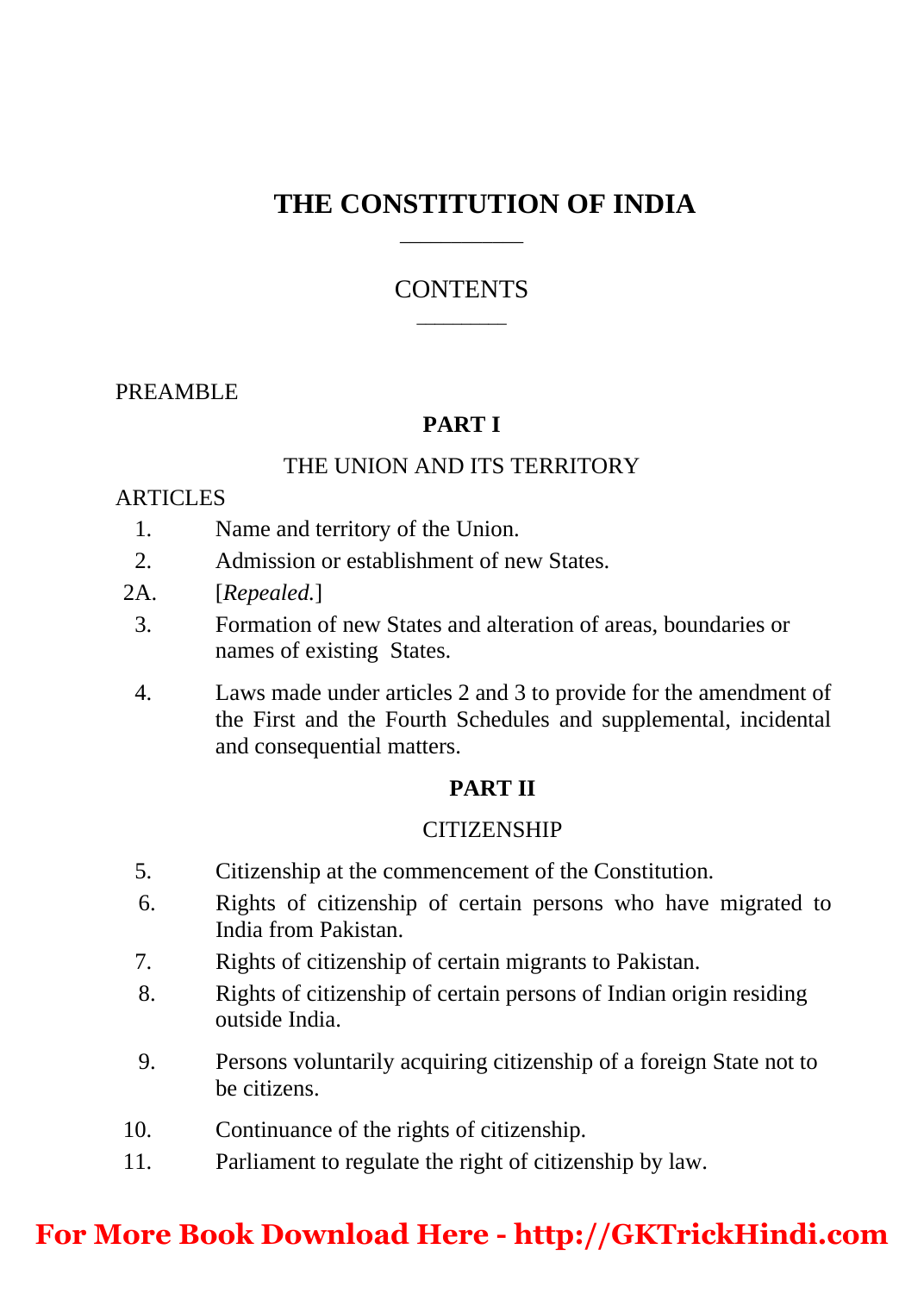# THE CONSTITUTION OF INDIA

## CONTENTS

PREAMBLE

### PART I

THE UNION AND ITS TERRITORY

ARTICLES

1. Name and territory of the Union.
2. Admission or establishment of new States.

2A. [*Repealed.*]

3. Formation of new States and alteration of areas, boundaries or names of existing States.
4. Laws made under articles 2 and 3 to provide for the amendment of the First and the Fourth Schedules and supplemental, incidental and consequential matters.

### PART II

CITIZENSHIP

5. Citizenship at the commencement of the Constitution.
6. Rights of citizenship of certain persons who have migrated to India from Pakistan.
7. Rights of citizenship of certain migrants to Pakistan.
8. Rights of citizenship of certain persons of Indian origin residing outside India.
9. Persons voluntarily acquiring citizenship of a foreign State not to be citizens.
10. Continuance of the rights of citizenship.
11. Parliament to regulate the right of citizenship by law.

**For More Book Download Here - http://GKTrickHindi.com**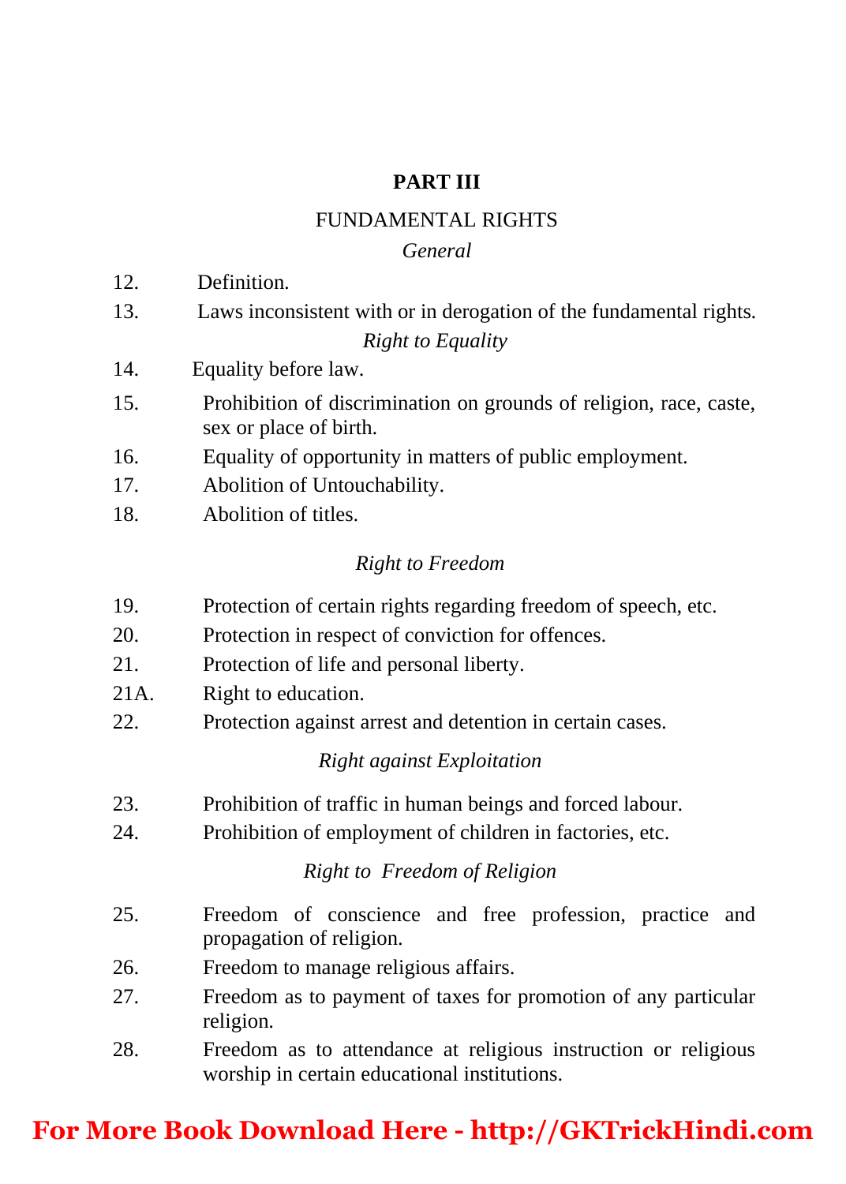## PART III

### FUNDAMENTAL RIGHTS

*General*

12. Definition.
13. Laws inconsistent with or in derogation of the fundamental rights.

*Right to Equality*

14. Equality before law.
15. Prohibition of discrimination on grounds of religion, race, caste, sex or place of birth.
16. Equality of opportunity in matters of public employment.
17. Abolition of Untouchability.
18. Abolition of titles.

*Right to Freedom*

19. Protection of certain rights regarding freedom of speech, etc.
20. Protection in respect of conviction for offences.
21. Protection of life and personal liberty.

21A. Right to education.

22. Protection against arrest and detention in certain cases.

*Right against Exploitation*

23. Prohibition of traffic in human beings and forced labour.
24. Prohibition of employment of children in factories, etc.

*Right to Freedom of Religion*

25. Freedom of conscience and free profession, practice and propagation of religion.
26. Freedom to manage religious affairs.
27. Freedom as to payment of taxes for promotion of any particular religion.
28. Freedom as to attendance at religious instruction or religious worship in certain educational institutions.

**For More Book Download Here - http://GKTrickHindi.com**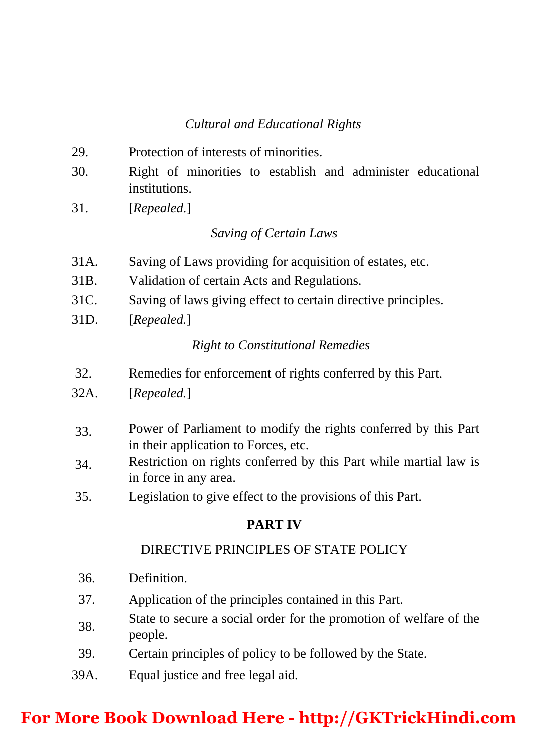*Cultural and Educational Rights*

29. Protection of interests of minorities.
30. Right of minorities to establish and administer educational institutions.
31. [*Repealed.*]

*Saving of Certain Laws*

31A. Saving of Laws providing for acquisition of estates, etc.
31B. Validation of certain Acts and Regulations.
31C. Saving of laws giving effect to certain directive principles.
31D. [*Repealed.*]

*Right to Constitutional Remedies*

32. Remedies for enforcement of rights conferred by this Part.
32A. [*Repealed.*]

33. Power of Parliament to modify the rights conferred by this Part in their application to Forces, etc.
34. Restriction on rights conferred by this Part while martial law is in force in any area.
35. Legislation to give effect to the provisions of this Part.

## PART IV

DIRECTIVE PRINCIPLES OF STATE POLICY

36. Definition.
37. Application of the principles contained in this Part.
38. State to secure a social order for the promotion of welfare of the people.
39. Certain principles of policy to be followed by the State.
39A. Equal justice and free legal aid.

**For More Book Download Here - http://GKTrickHindi.com**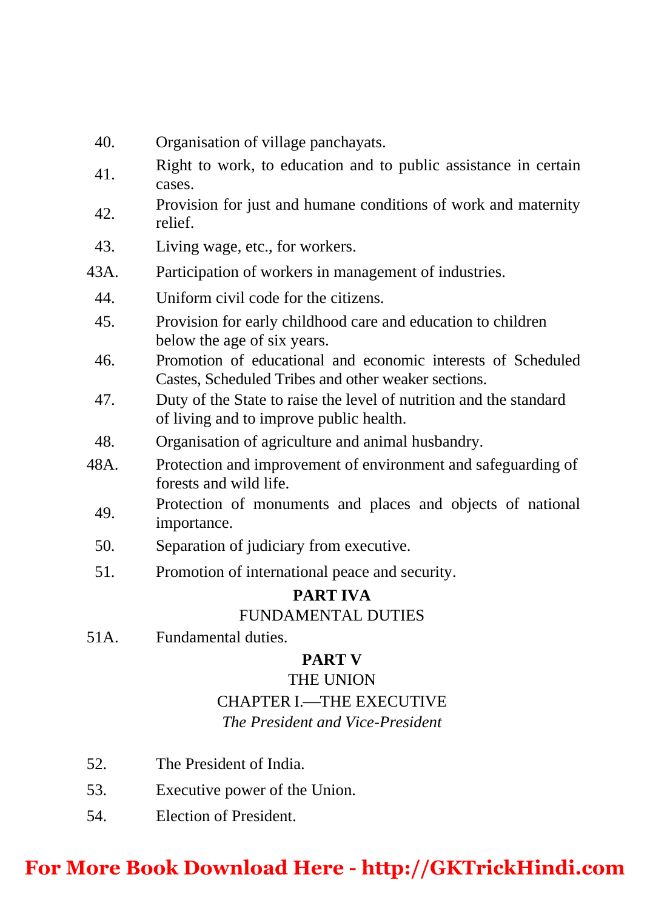40. Organisation of village panchayats.

41. Right to work, to education and to public assistance in certain cases.

42. Provision for just and humane conditions of work and maternity relief.

43. Living wage, etc., for workers.

43A. Participation of workers in management of industries.

44. Uniform civil code for the citizens.

45. Provision for early childhood care and education to children below the age of six years.

46. Promotion of educational and economic interests of Scheduled Castes, Scheduled Tribes and other weaker sections.

47. Duty of the State to raise the level of nutrition and the standard of living and to improve public health.

48. Organisation of agriculture and animal husbandry.

48A. Protection and improvement of environment and safeguarding of forests and wild life.

49. Protection of monuments and places and objects of national importance.

50. Separation of judiciary from executive.

51. Promotion of international peace and security.

## PART IVA

### FUNDAMENTAL DUTIES

51A. Fundamental duties.

## PART V

### THE UNION

### CHAPTER I.—THE EXECUTIVE

*The President and Vice-President*

52. The President of India.

53. Executive power of the Union.

54. Election of President.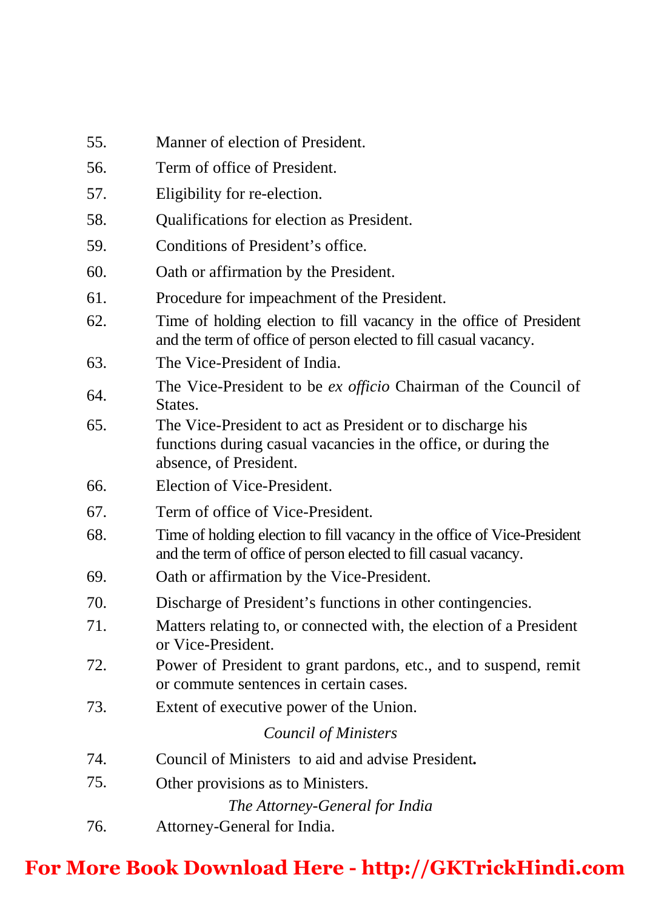55. Manner of election of President.

56. Term of office of President.

57. Eligibility for re-election.

58. Qualifications for election as President.

59. Conditions of President's office.

60. Oath or affirmation by the President.

61. Procedure for impeachment of the President.

62. Time of holding election to fill vacancy in the office of President and the term of office of person elected to fill casual vacancy.

63. The Vice-President of India.

64. The Vice-President to be *ex officio* Chairman of the Council of States.

65. The Vice-President to act as President or to discharge his functions during casual vacancies in the office, or during the absence, of President.

66. Election of Vice-President.

67. Term of office of Vice-President.

68. Time of holding election to fill vacancy in the office of Vice-President and the term of office of person elected to fill casual vacancy.

69. Oath or affirmation by the Vice-President.

70. Discharge of President's functions in other contingencies.

71. Matters relating to, or connected with, the election of a President or Vice-President.

72. Power of President to grant pardons, etc., and to suspend, remit or commute sentences in certain cases.

73. Extent of executive power of the Union.

*Council of Ministers*

74. Council of Ministers to aid and advise President.

75. Other provisions as to Ministers.

*The Attorney-General for India*

76. Attorney-General for India.

**For More Book Download Here - http://GKTrickHindi.com**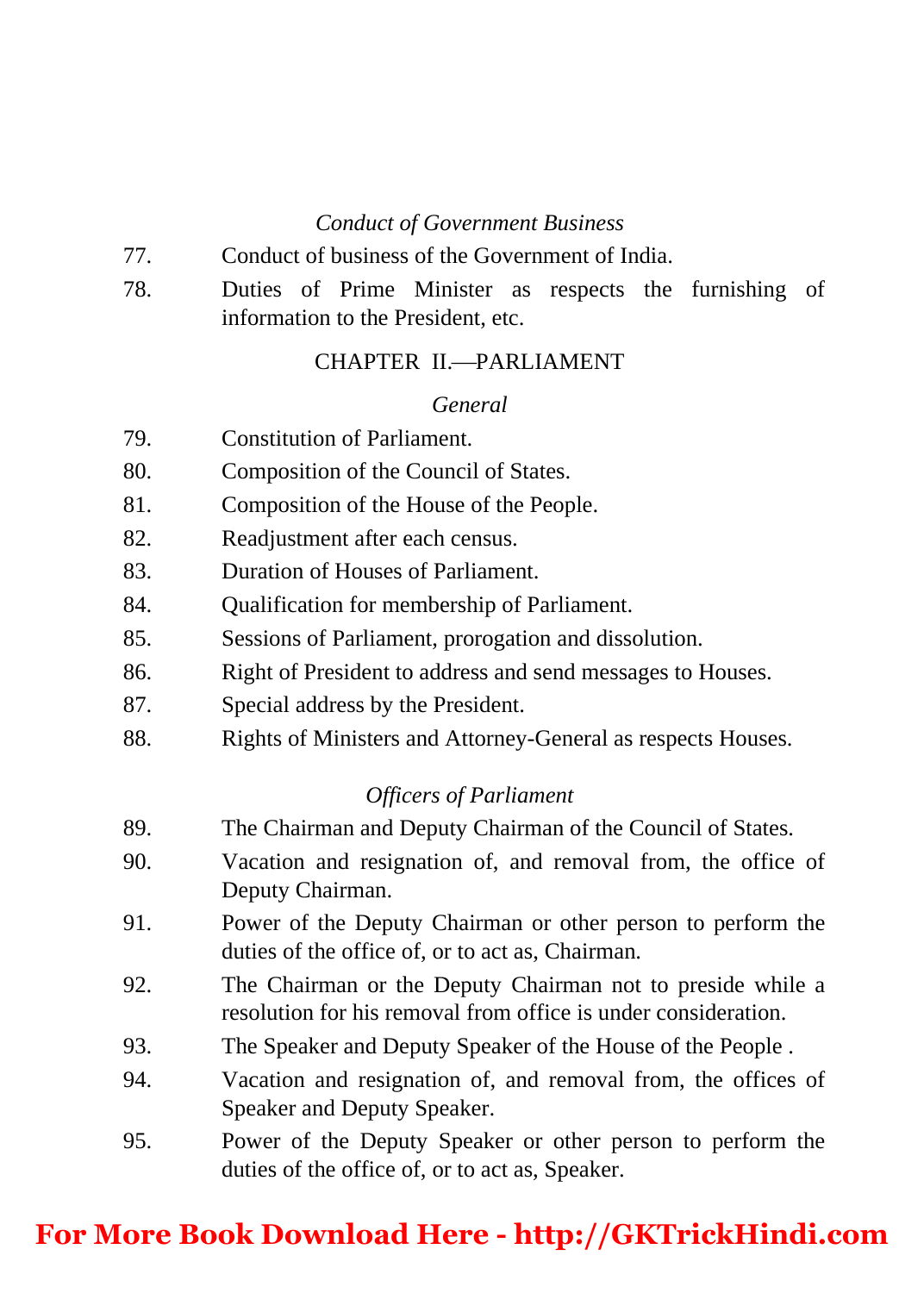*Conduct of Government Business*

77. Conduct of business of the Government of India.

78. Duties of Prime Minister as respects the furnishing of information to the President, etc.

## CHAPTER II.—PARLIAMENT

*General*

79. Constitution of Parliament.

80. Composition of the Council of States.

81. Composition of the House of the People.

82. Readjustment after each census.

83. Duration of Houses of Parliament.

84. Qualification for membership of Parliament.

85. Sessions of Parliament, prorogation and dissolution.

86. Right of President to address and send messages to Houses.

87. Special address by the President.

88. Rights of Ministers and Attorney-General as respects Houses.

*Officers of Parliament*

89. The Chairman and Deputy Chairman of the Council of States.

90. Vacation and resignation of, and removal from, the office of Deputy Chairman.

91. Power of the Deputy Chairman or other person to perform the duties of the office of, or to act as, Chairman.

92. The Chairman or the Deputy Chairman not to preside while a resolution for his removal from office is under consideration.

93. The Speaker and Deputy Speaker of the House of the People .

94. Vacation and resignation of, and removal from, the offices of Speaker and Deputy Speaker.

95. Power of the Deputy Speaker or other person to perform the duties of the office of, or to act as, Speaker.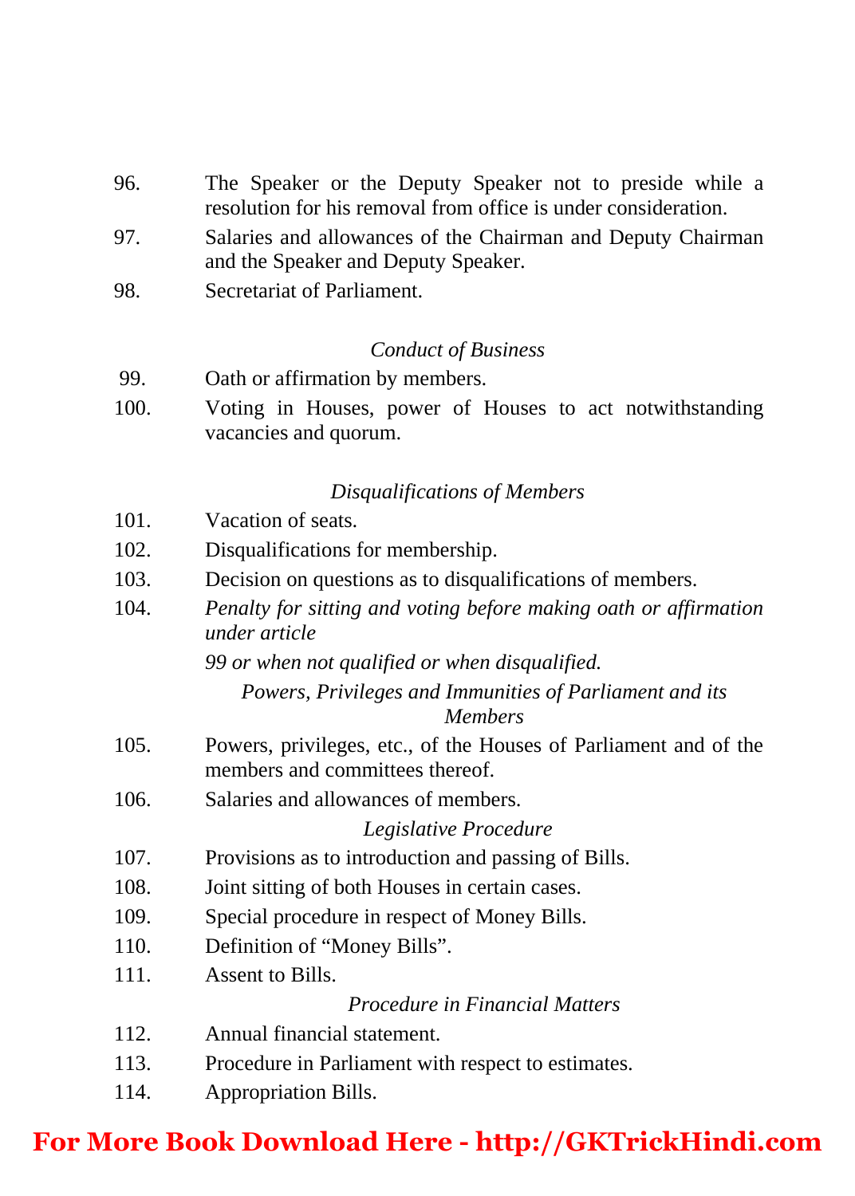96. The Speaker or the Deputy Speaker not to preside while a resolution for his removal from office is under consideration.

97. Salaries and allowances of the Chairman and Deputy Chairman and the Speaker and Deputy Speaker.

98. Secretariat of Parliament.

*Conduct of Business*

99. Oath or affirmation by members.

100. Voting in Houses, power of Houses to act notwithstanding vacancies and quorum.

*Disqualifications of Members*

101. Vacation of seats.

102. Disqualifications for membership.

103. Decision on questions as to disqualifications of members.

104. *Penalty for sitting and voting before making oath or affirmation under article 99 or when not qualified or when disqualified.*

*Powers, Privileges and Immunities of Parliament and its Members*

105. Powers, privileges, etc., of the Houses of Parliament and of the members and committees thereof.

106. Salaries and allowances of members.

*Legislative Procedure*

107. Provisions as to introduction and passing of Bills.

108. Joint sitting of both Houses in certain cases.

109. Special procedure in respect of Money Bills.

110. Definition of "Money Bills".

111. Assent to Bills.

*Procedure in Financial Matters*

112. Annual financial statement.

113. Procedure in Parliament with respect to estimates.

114. Appropriation Bills.

**For More Book Download Here - http://GKTrickHindi.com**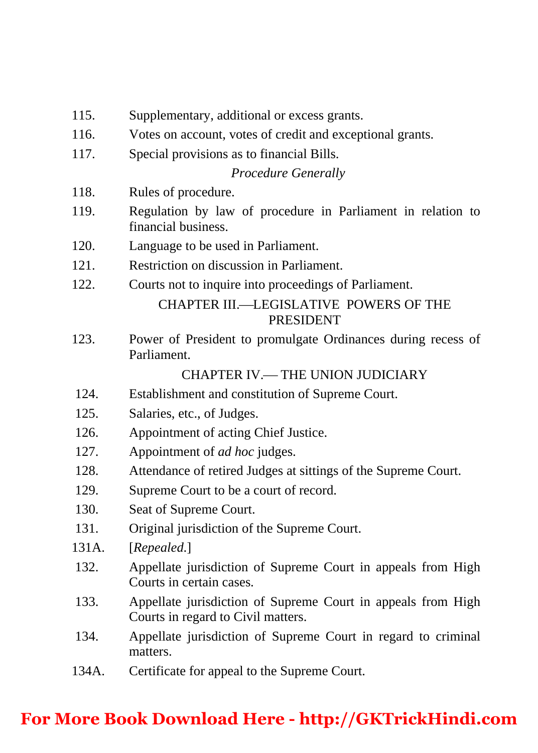115. Supplementary, additional or excess grants.

116. Votes on account, votes of credit and exceptional grants.

117. Special provisions as to financial Bills.

*Procedure Generally*

118. Rules of procedure.

119. Regulation by law of procedure in Parliament in relation to financial business.

120. Language to be used in Parliament.

121. Restriction on discussion in Parliament.

122. Courts not to inquire into proceedings of Parliament.

CHAPTER III.—LEGISLATIVE POWERS OF THE PRESIDENT

123. Power of President to promulgate Ordinances during recess of Parliament.

CHAPTER IV.— THE UNION JUDICIARY

124. Establishment and constitution of Supreme Court.

125. Salaries, etc., of Judges.

126. Appointment of acting Chief Justice.

127. Appointment of *ad hoc* judges.

128. Attendance of retired Judges at sittings of the Supreme Court.

129. Supreme Court to be a court of record.

130. Seat of Supreme Court.

131. Original jurisdiction of the Supreme Court.

131A. [*Repealed.*]

132. Appellate jurisdiction of Supreme Court in appeals from High Courts in certain cases.

133. Appellate jurisdiction of Supreme Court in appeals from High Courts in regard to Civil matters.

134. Appellate jurisdiction of Supreme Court in regard to criminal matters.

134A. Certificate for appeal to the Supreme Court.

**For More Book Download Here - http://GKTrickHindi.com**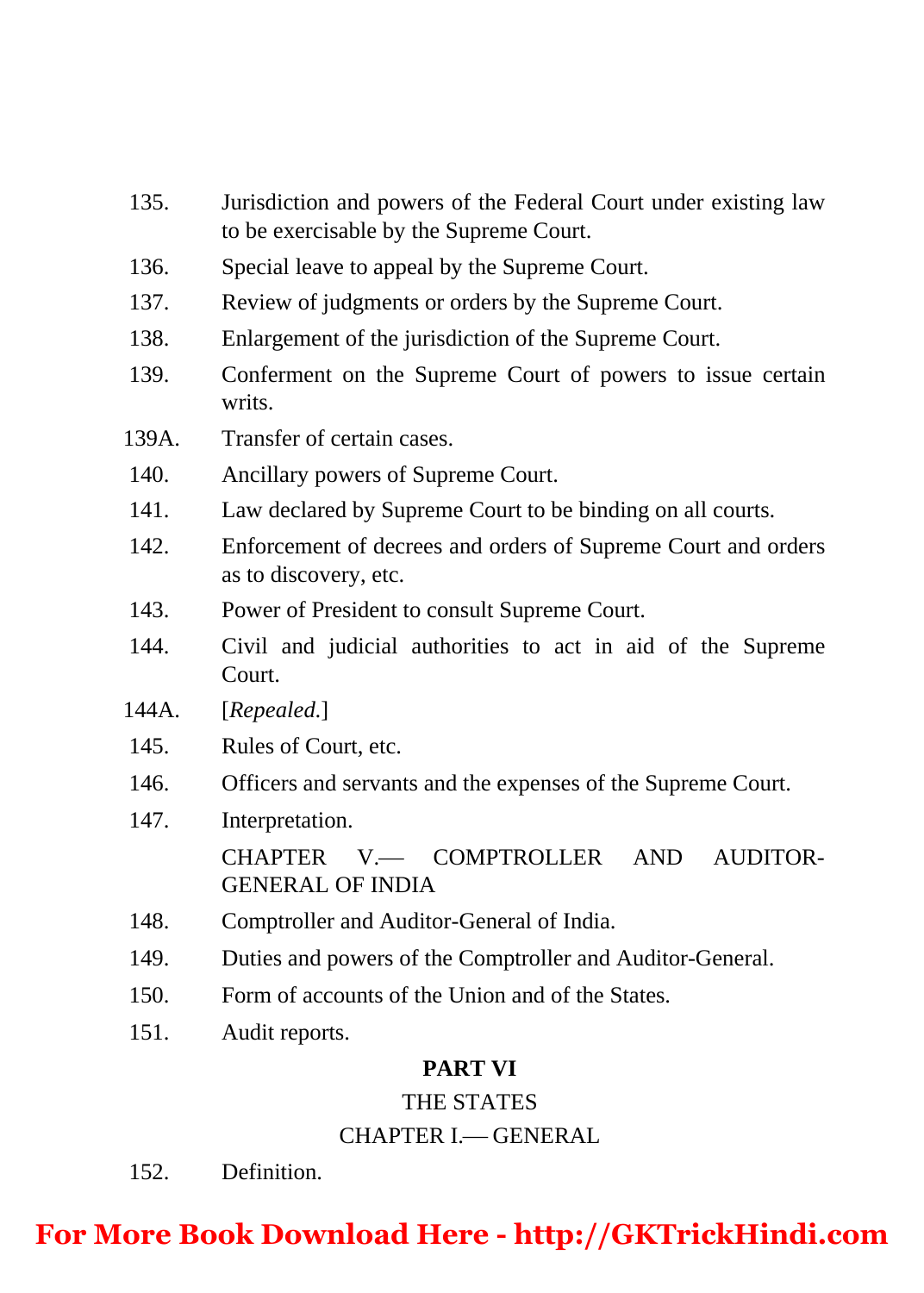135. Jurisdiction and powers of the Federal Court under existing law to be exercisable by the Supreme Court.

136. Special leave to appeal by the Supreme Court.

137. Review of judgments or orders by the Supreme Court.

138. Enlargement of the jurisdiction of the Supreme Court.

139. Conferment on the Supreme Court of powers to issue certain writs.

139A. Transfer of certain cases.

140. Ancillary powers of Supreme Court.

141. Law declared by Supreme Court to be binding on all courts.

142. Enforcement of decrees and orders of Supreme Court and orders as to discovery, etc.

143. Power of President to consult Supreme Court.

144. Civil and judicial authorities to act in aid of the Supreme Court.

144A. [*Repealed.*]

145. Rules of Court, etc.

146. Officers and servants and the expenses of the Supreme Court.

147. Interpretation.

CHAPTER V.— COMPTROLLER AND AUDITOR-GENERAL OF INDIA

148. Comptroller and Auditor-General of India.

149. Duties and powers of the Comptroller and Auditor-General.

150. Form of accounts of the Union and of the States.

151. Audit reports.

## PART VI

### THE STATES

### CHAPTER I.— GENERAL

152. Definition.

**For More Book Download Here - http://GKTrickHindi.com**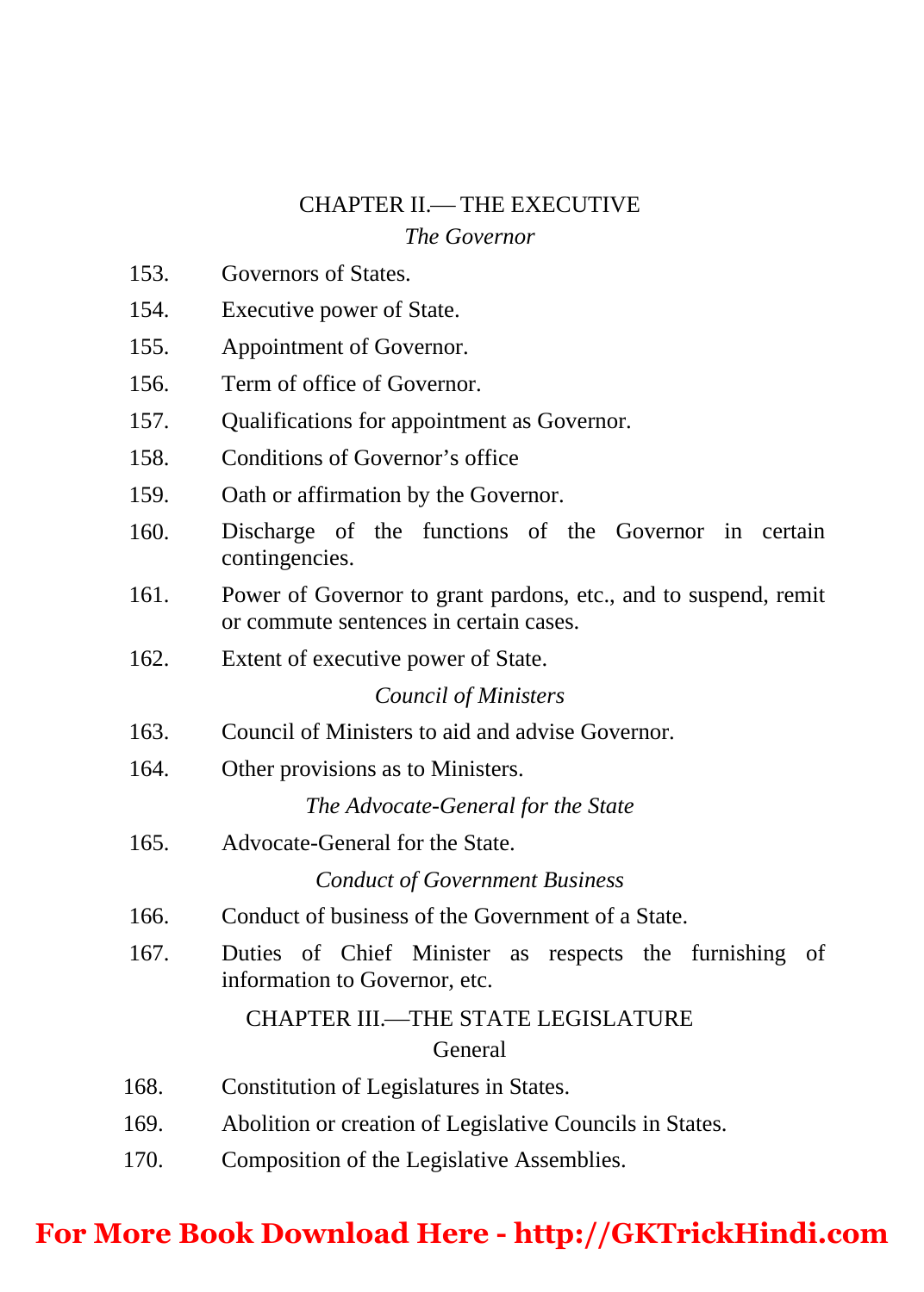## CHAPTER II.— THE EXECUTIVE

*The Governor*

153. Governors of States.

154. Executive power of State.

155. Appointment of Governor.

156. Term of office of Governor.

157. Qualifications for appointment as Governor.

158. Conditions of Governor's office

159. Oath or affirmation by the Governor.

160. Discharge of the functions of the Governor in certain contingencies.

161. Power of Governor to grant pardons, etc., and to suspend, remit or commute sentences in certain cases.

162. Extent of executive power of State.

*Council of Ministers*

163. Council of Ministers to aid and advise Governor.

164. Other provisions as to Ministers.

*The Advocate-General for the State*

165. Advocate-General for the State.

*Conduct of Government Business*

166. Conduct of business of the Government of a State.

167. Duties of Chief Minister as respects the furnishing of information to Governor, etc.

## CHAPTER III.—THE STATE LEGISLATURE

General

168. Constitution of Legislatures in States.

169. Abolition or creation of Legislative Councils in States.

170. Composition of the Legislative Assemblies.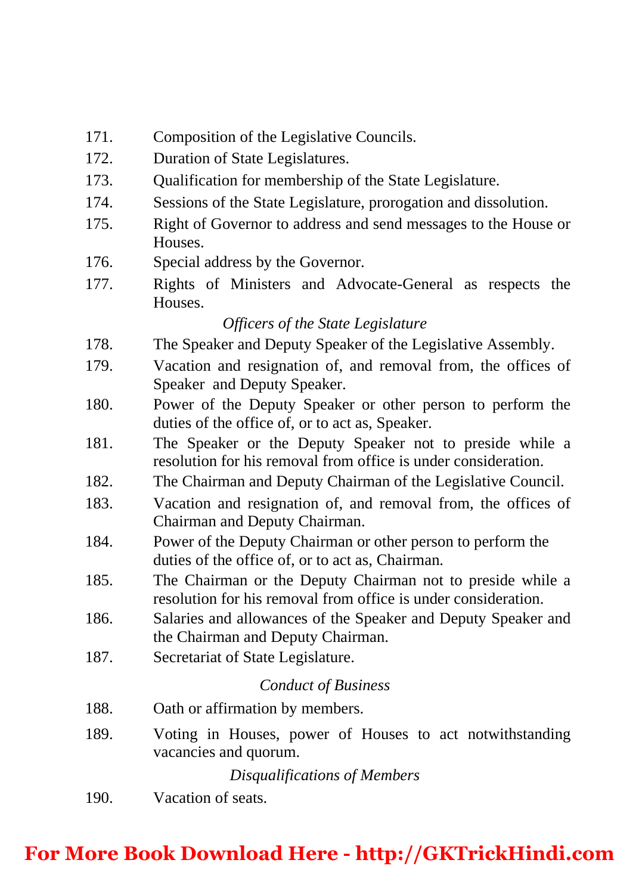171. Composition of the Legislative Councils.
172. Duration of State Legislatures.
173. Qualification for membership of the State Legislature.
174. Sessions of the State Legislature, prorogation and dissolution.
175. Right of Governor to address and send messages to the House or Houses.
176. Special address by the Governor.
177. Rights of Ministers and Advocate-General as respects the Houses.

*Officers of the State Legislature*

178. The Speaker and Deputy Speaker of the Legislative Assembly.
179. Vacation and resignation of, and removal from, the offices of Speaker and Deputy Speaker.
180. Power of the Deputy Speaker or other person to perform the duties of the office of, or to act as, Speaker.
181. The Speaker or the Deputy Speaker not to preside while a resolution for his removal from office is under consideration.
182. The Chairman and Deputy Chairman of the Legislative Council.
183. Vacation and resignation of, and removal from, the offices of Chairman and Deputy Chairman.
184. Power of the Deputy Chairman or other person to perform the duties of the office of, or to act as, Chairman.
185. The Chairman or the Deputy Chairman not to preside while a resolution for his removal from office is under consideration.
186. Salaries and allowances of the Speaker and Deputy Speaker and the Chairman and Deputy Chairman.
187. Secretariat of State Legislature.

*Conduct of Business*

188. Oath or affirmation by members.
189. Voting in Houses, power of Houses to act notwithstanding vacancies and quorum.

*Disqualifications of Members*

190. Vacation of seats.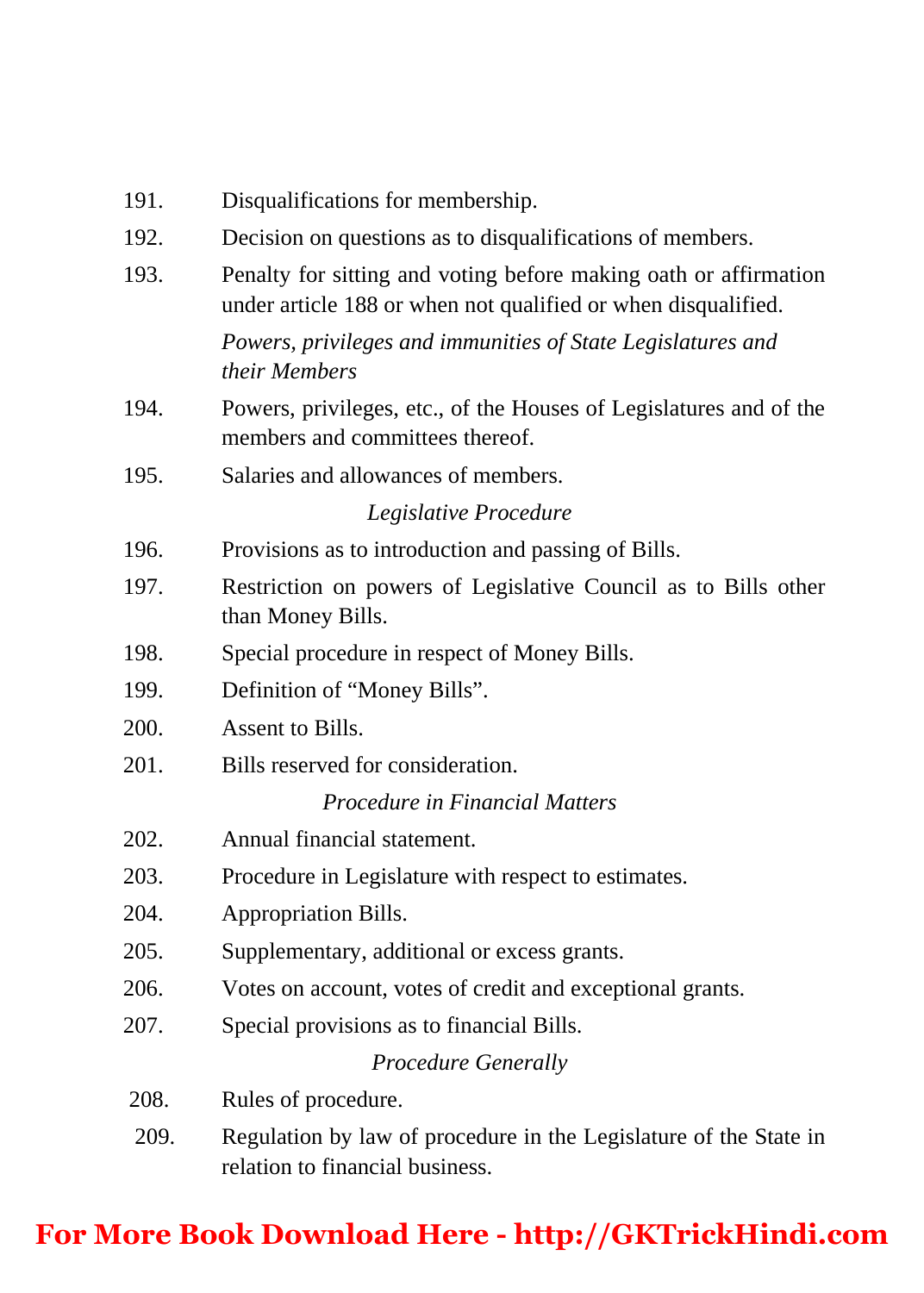191. Disqualifications for membership.

192. Decision on questions as to disqualifications of members.

193. Penalty for sitting and voting before making oath or affirmation under article 188 or when not qualified or when disqualified.

*Powers, privileges and immunities of State Legislatures and their Members*

194. Powers, privileges, etc., of the Houses of Legislatures and of the members and committees thereof.

195. Salaries and allowances of members.

*Legislative Procedure*

196. Provisions as to introduction and passing of Bills.

197. Restriction on powers of Legislative Council as to Bills other than Money Bills.

198. Special procedure in respect of Money Bills.

199. Definition of "Money Bills".

200. Assent to Bills.

201. Bills reserved for consideration.

*Procedure in Financial Matters*

202. Annual financial statement.

203. Procedure in Legislature with respect to estimates.

204. Appropriation Bills.

205. Supplementary, additional or excess grants.

206. Votes on account, votes of credit and exceptional grants.

207. Special provisions as to financial Bills.

*Procedure Generally*

208. Rules of procedure.

209. Regulation by law of procedure in the Legislature of the State in relation to financial business.

**For More Book Download Here - http://GKTrickHindi.com**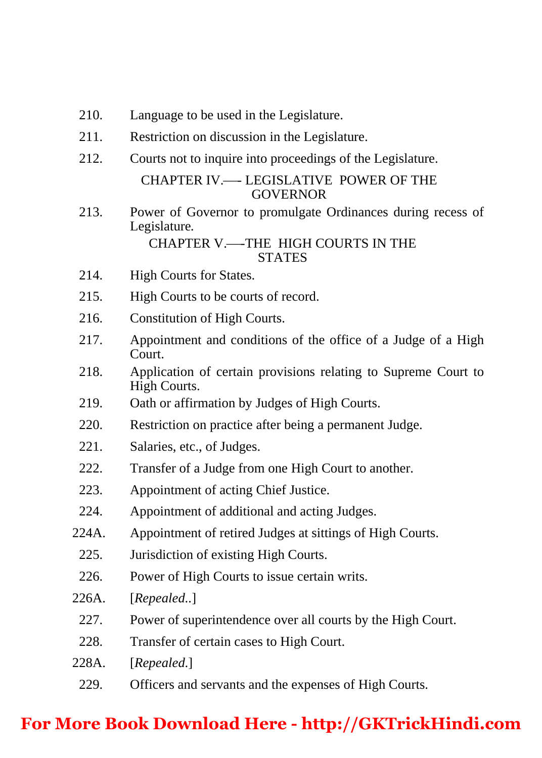210. Language to be used in the Legislature.

211. Restriction on discussion in the Legislature.

212. Courts not to inquire into proceedings of the Legislature.

CHAPTER IV.—- LEGISLATIVE POWER OF THE GOVERNOR

213. Power of Governor to promulgate Ordinances during recess of Legislature.

CHAPTER V.—THE HIGH COURTS IN THE STATES

214. High Courts for States.

215. High Courts to be courts of record.

216. Constitution of High Courts.

217. Appointment and conditions of the office of a Judge of a High Court.

218. Application of certain provisions relating to Supreme Court to High Courts.

219. Oath or affirmation by Judges of High Courts.

220. Restriction on practice after being a permanent Judge.

221. Salaries, etc., of Judges.

222. Transfer of a Judge from one High Court to another.

223. Appointment of acting Chief Justice.

224. Appointment of additional and acting Judges.

224A. Appointment of retired Judges at sittings of High Courts.

225. Jurisdiction of existing High Courts.

226. Power of High Courts to issue certain writs.

226A. [*Repealed.*.]

227. Power of superintendence over all courts by the High Court.

228. Transfer of certain cases to High Court.

228A. [*Repealed.*]

229. Officers and servants and the expenses of High Courts.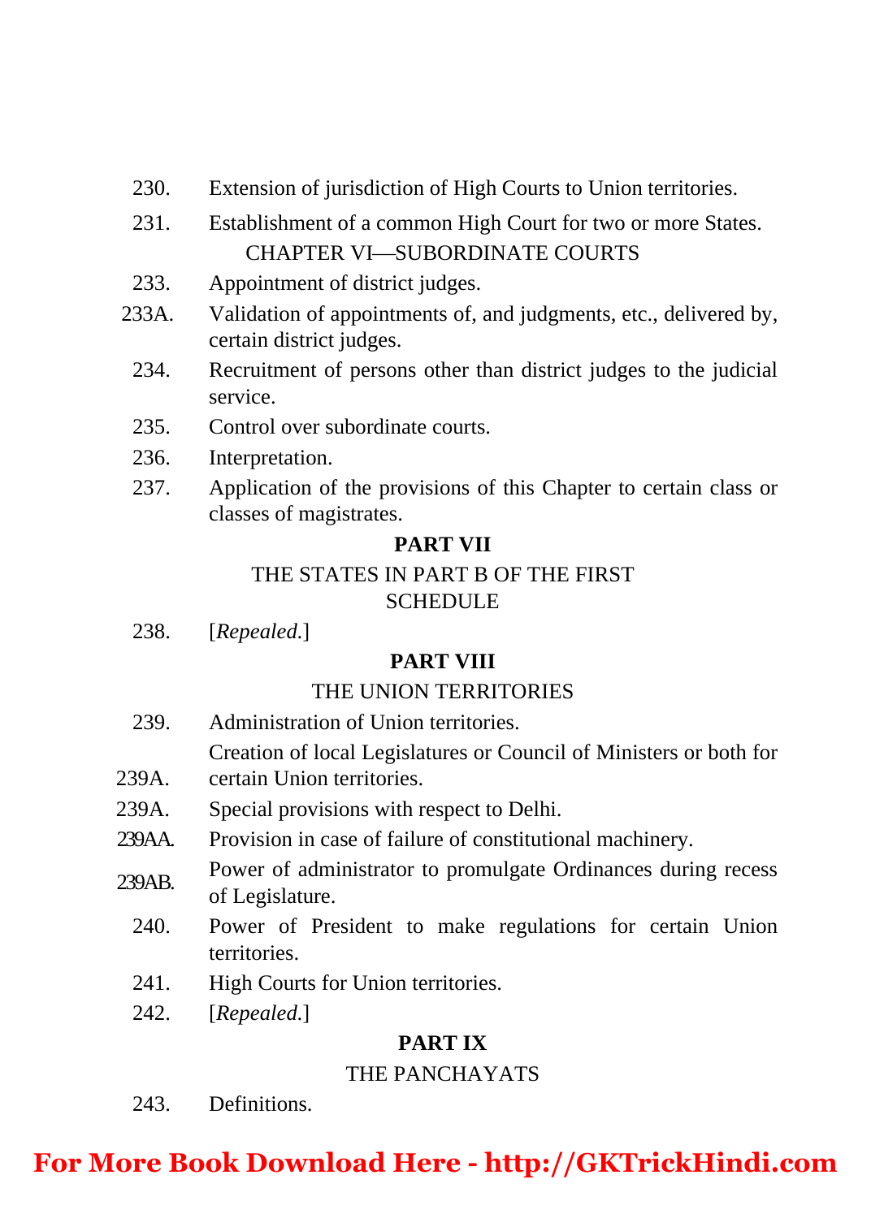230. Extension of jurisdiction of High Courts to Union territories.

231. Establishment of a common High Court for two or more States.

CHAPTER VI—SUBORDINATE COURTS

233. Appointment of district judges.

233A. Validation of appointments of, and judgments, etc., delivered by, certain district judges.

234. Recruitment of persons other than district judges to the judicial service.

235. Control over subordinate courts.

236. Interpretation.

237. Application of the provisions of this Chapter to certain class or classes of magistrates.

**PART VII**

THE STATES IN PART B OF THE FIRST SCHEDULE

238. [*Repealed.*]

**PART VIII**

THE UNION TERRITORIES

239. Administration of Union territories.

239A. Creation of local Legislatures or Council of Ministers or both for certain Union territories.

239A. Special provisions with respect to Delhi.

239AA. Provision in case of failure of constitutional machinery.

239AB. Power of administrator to promulgate Ordinances during recess of Legislature.

240. Power of President to make regulations for certain Union territories.

241. High Courts for Union territories.

242. [*Repealed.*]

**PART IX**

THE PANCHAYATS

243. Definitions.

**For More Book Download Here - http://GKTrickHindi.com**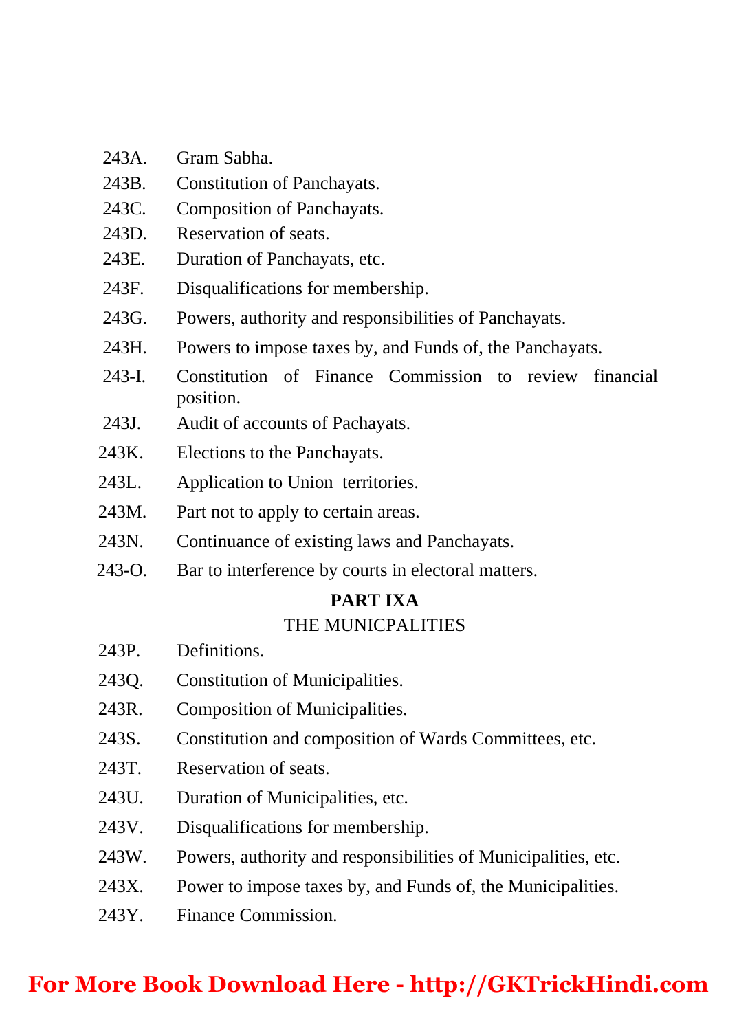243A. Gram Sabha.

243B. Constitution of Panchayats.

243C. Composition of Panchayats.

243D. Reservation of seats.

243E. Duration of Panchayats, etc.

243F. Disqualifications for membership.

243G. Powers, authority and responsibilities of Panchayats.

243H. Powers to impose taxes by, and Funds of, the Panchayats.

243-I. Constitution of Finance Commission to review financial position.

243J. Audit of accounts of Pachayats.

243K. Elections to the Panchayats.

243L. Application to Union territories.

243M. Part not to apply to certain areas.

243N. Continuance of existing laws and Panchayats.

243-O. Bar to interference by courts in electoral matters.

## PART IXA

### THE MUNICPALITIES

243P. Definitions.

243Q. Constitution of Municipalities.

243R. Composition of Municipalities.

243S. Constitution and composition of Wards Committees, etc.

243T. Reservation of seats.

243U. Duration of Municipalities, etc.

243V. Disqualifications for membership.

243W. Powers, authority and responsibilities of Municipalities, etc.

243X. Power to impose taxes by, and Funds of, the Municipalities.

243Y. Finance Commission.

**For More Book Download Here - http://GKTrickHindi.com**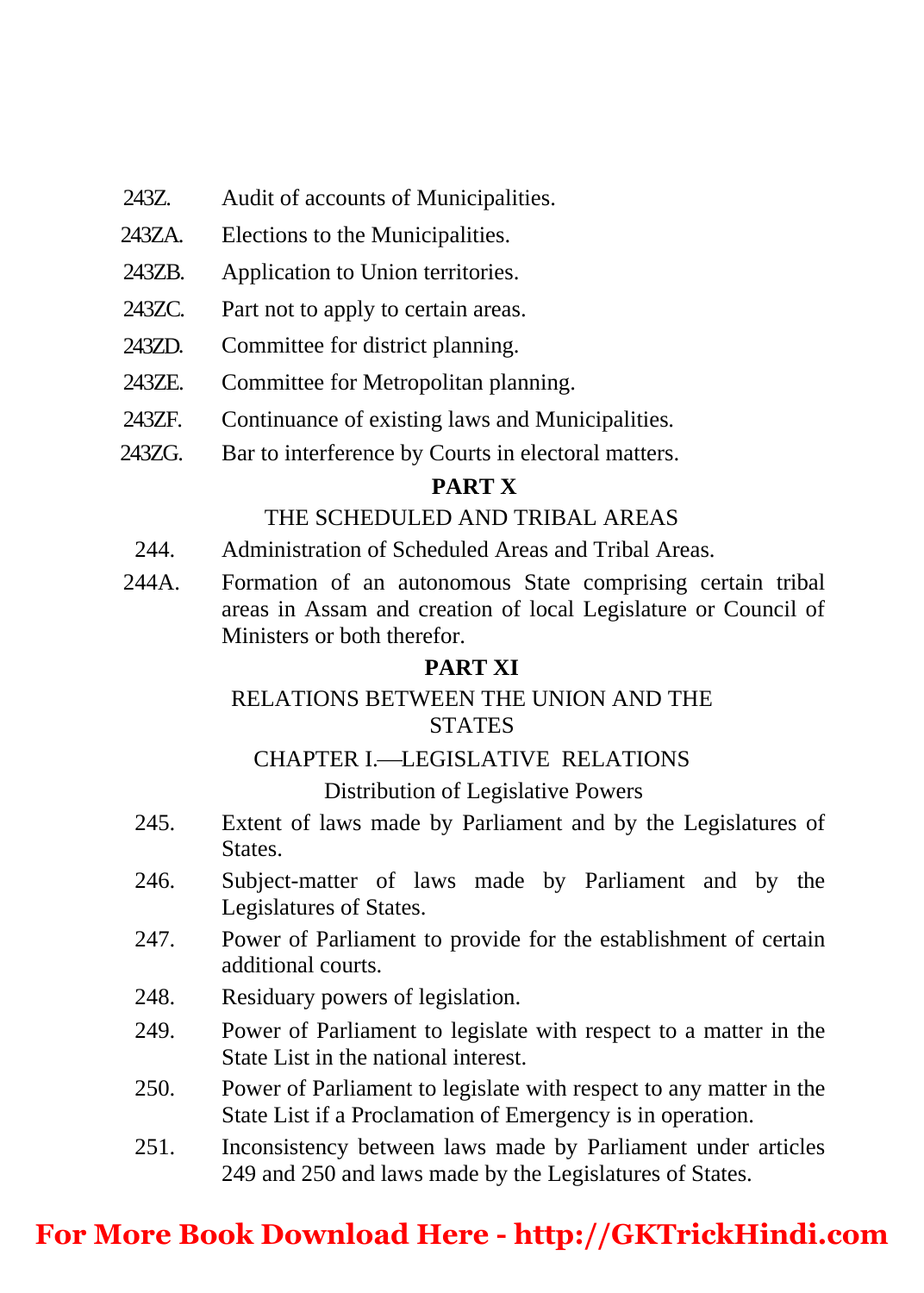243Z. Audit of accounts of Municipalities.

243ZA. Elections to the Municipalities.

243ZB. Application to Union territories.

243ZC. Part not to apply to certain areas.

243ZD. Committee for district planning.

243ZE. Committee for Metropolitan planning.

243ZF. Continuance of existing laws and Municipalities.

243ZG. Bar to interference by Courts in electoral matters.

## PART X

### THE SCHEDULED AND TRIBAL AREAS

244. Administration of Scheduled Areas and Tribal Areas.

244A. Formation of an autonomous State comprising certain tribal areas in Assam and creation of local Legislature or Council of Ministers or both therefor.

## PART XI

### RELATIONS BETWEEN THE UNION AND THE STATES

### CHAPTER I.—LEGISLATIVE RELATIONS

#### Distribution of Legislative Powers

245. Extent of laws made by Parliament and by the Legislatures of States.

246. Subject-matter of laws made by Parliament and by the Legislatures of States.

247. Power of Parliament to provide for the establishment of certain additional courts.

248. Residuary powers of legislation.

249. Power of Parliament to legislate with respect to a matter in the State List in the national interest.

250. Power of Parliament to legislate with respect to any matter in the State List if a Proclamation of Emergency is in operation.

251. Inconsistency between laws made by Parliament under articles 249 and 250 and laws made by the Legislatures of States.

**For More Book Download Here - http://GKTrickHindi.com**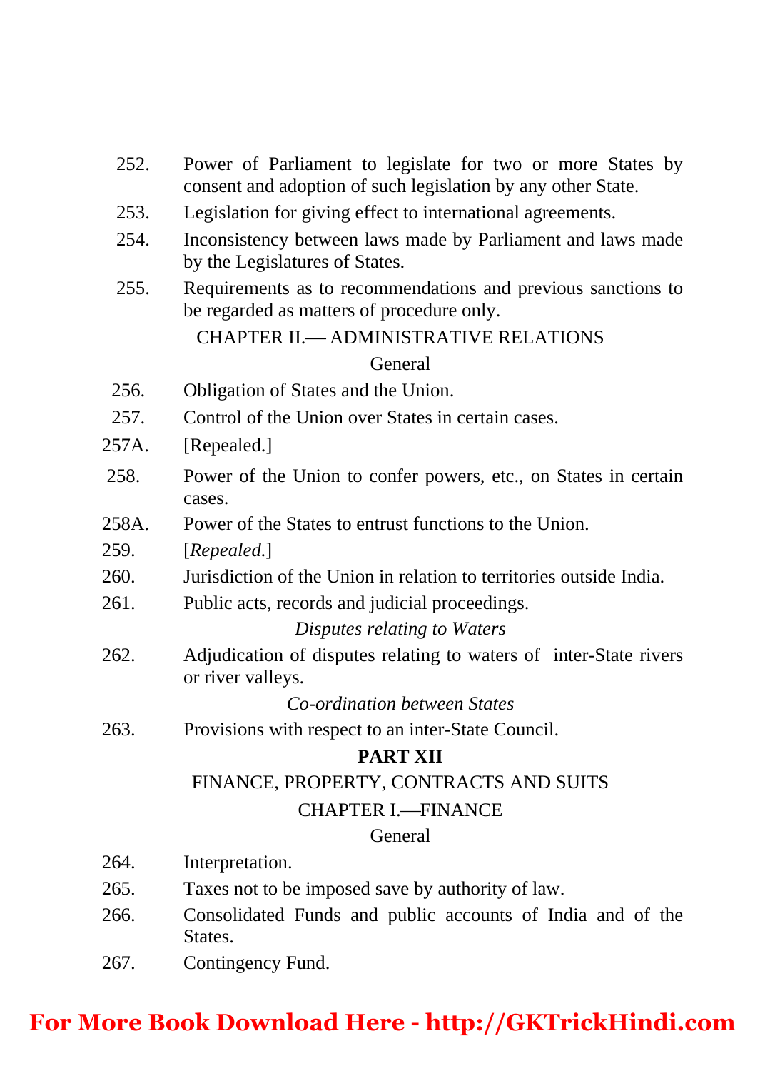252. Power of Parliament to legislate for two or more States by consent and adoption of such legislation by any other State.

253. Legislation for giving effect to international agreements.

254. Inconsistency between laws made by Parliament and laws made by the Legislatures of States.

255. Requirements as to recommendations and previous sanctions to be regarded as matters of procedure only.

CHAPTER II.— ADMINISTRATIVE RELATIONS

General

256. Obligation of States and the Union.

257. Control of the Union over States in certain cases.

257A. [Repealed.]

258. Power of the Union to confer powers, etc., on States in certain cases.

258A. Power of the States to entrust functions to the Union.

259. [*Repealed.*]

260. Jurisdiction of the Union in relation to territories outside India.

261. Public acts, records and judicial proceedings.

*Disputes relating to Waters*

262. Adjudication of disputes relating to waters of inter-State rivers or river valleys.

*Co-ordination between States*

263. Provisions with respect to an inter-State Council.

**PART XII**

FINANCE, PROPERTY, CONTRACTS AND SUITS

CHAPTER I.—FINANCE

General

264. Interpretation.

265. Taxes not to be imposed save by authority of law.

266. Consolidated Funds and public accounts of India and of the States.

267. Contingency Fund.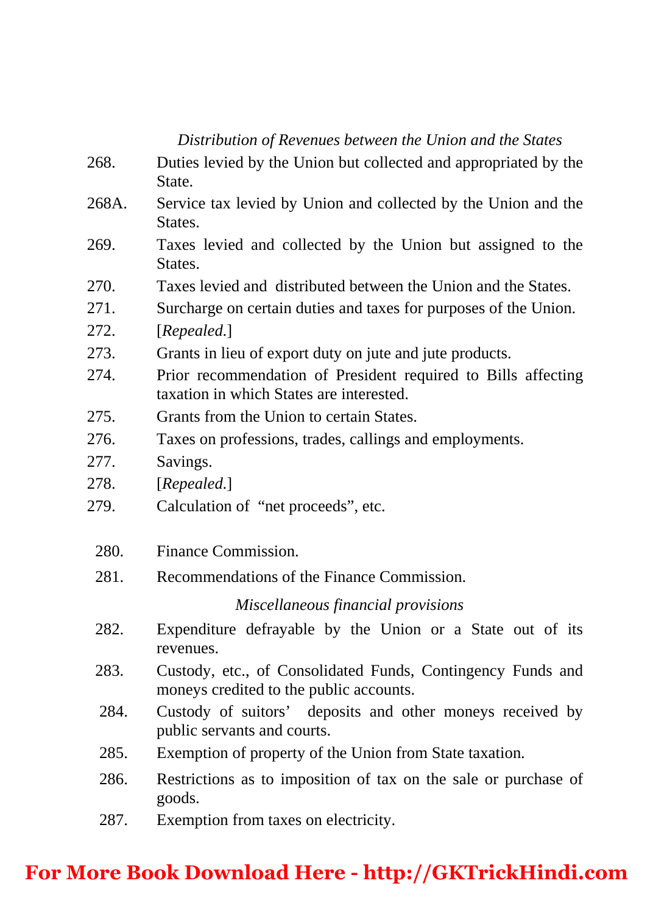*Distribution of Revenues between the Union and the States*

268. Duties levied by the Union but collected and appropriated by the State.

268A. Service tax levied by Union and collected by the Union and the States.

269. Taxes levied and collected by the Union but assigned to the States.

270. Taxes levied and distributed between the Union and the States.

271. Surcharge on certain duties and taxes for purposes of the Union.

272. [*Repealed.*]

273. Grants in lieu of export duty on jute and jute products.

274. Prior recommendation of President required to Bills affecting taxation in which States are interested.

275. Grants from the Union to certain States.

276. Taxes on professions, trades, callings and employments.

277. Savings.

278. [*Repealed.*]

279. Calculation of "net proceeds", etc.

280. Finance Commission.

281. Recommendations of the Finance Commission.

*Miscellaneous financial provisions*

282. Expenditure defrayable by the Union or a State out of its revenues.

283. Custody, etc., of Consolidated Funds, Contingency Funds and moneys credited to the public accounts.

284. Custody of suitors' deposits and other moneys received by public servants and courts.

285. Exemption of property of the Union from State taxation.

286. Restrictions as to imposition of tax on the sale or purchase of goods.

287. Exemption from taxes on electricity.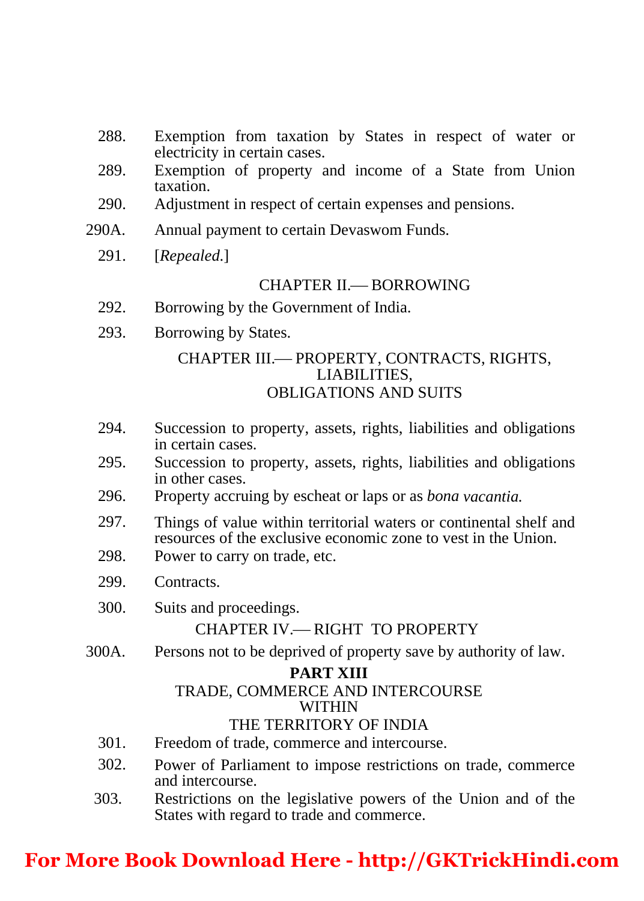288. Exemption from taxation by States in respect of water or electricity in certain cases.

289. Exemption of property and income of a State from Union taxation.

290. Adjustment in respect of certain expenses and pensions.

290A. Annual payment to certain Devaswom Funds.

291. [*Repealed.*]

CHAPTER II.— BORROWING

292. Borrowing by the Government of India.

293. Borrowing by States.

CHAPTER III.— PROPERTY, CONTRACTS, RIGHTS, LIABILITIES, OBLIGATIONS AND SUITS

294. Succession to property, assets, rights, liabilities and obligations in certain cases.

295. Succession to property, assets, rights, liabilities and obligations in other cases.

296. Property accruing by escheat or laps or as *bona vacantia.*

297. Things of value within territorial waters or continental shelf and resources of the exclusive economic zone to vest in the Union.

298. Power to carry on trade, etc.

299. Contracts.

300. Suits and proceedings.

CHAPTER IV.— RIGHT TO PROPERTY

300A. Persons not to be deprived of property save by authority of law.

**PART XIII**

TRADE, COMMERCE AND INTERCOURSE WITHIN THE TERRITORY OF INDIA

301. Freedom of trade, commerce and intercourse.

302. Power of Parliament to impose restrictions on trade, commerce and intercourse.

303. Restrictions on the legislative powers of the Union and of the States with regard to trade and commerce.

**For More Book Download Here - http://GKTrickHindi.com**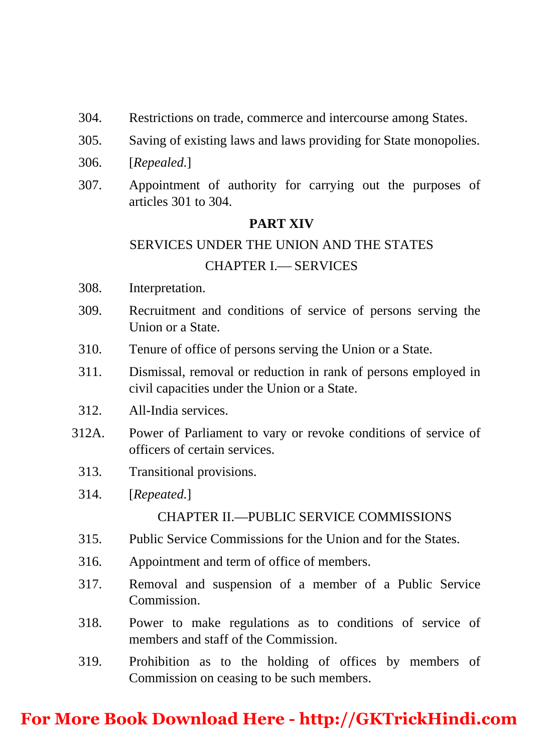304. Restrictions on trade, commerce and intercourse among States.

305. Saving of existing laws and laws providing for State monopolies.

306. [*Repealed.*]

307. Appointment of authority for carrying out the purposes of articles 301 to 304.

## PART XIV

### SERVICES UNDER THE UNION AND THE STATES

### CHAPTER I.— SERVICES

308. Interpretation.

309. Recruitment and conditions of service of persons serving the Union or a State.

310. Tenure of office of persons serving the Union or a State.

311. Dismissal, removal or reduction in rank of persons employed in civil capacities under the Union or a State.

312. All-India services.

312A. Power of Parliament to vary or revoke conditions of service of officers of certain services.

313. Transitional provisions.

314. [*Repeated.*]

### CHAPTER II.—PUBLIC SERVICE COMMISSIONS

315. Public Service Commissions for the Union and for the States.

316. Appointment and term of office of members.

317. Removal and suspension of a member of a Public Service Commission.

318. Power to make regulations as to conditions of service of members and staff of the Commission.

319. Prohibition as to the holding of offices by members of Commission on ceasing to be such members.

**For More Book Download Here - http://GKTrickHindi.com**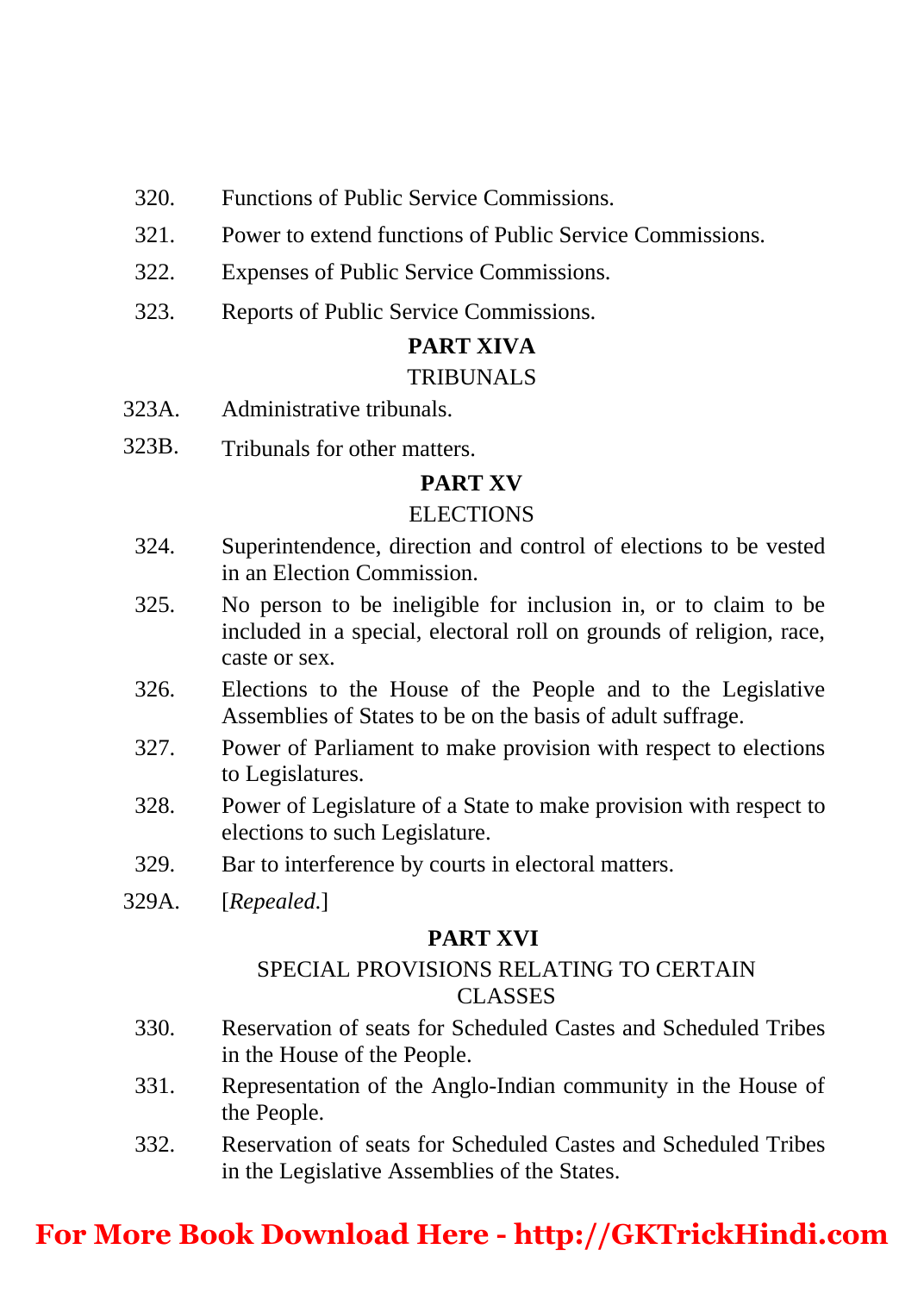320. Functions of Public Service Commissions.

321. Power to extend functions of Public Service Commissions.

322. Expenses of Public Service Commissions.

323. Reports of Public Service Commissions.

**PART XIVA**

TRIBUNALS

323A. Administrative tribunals.

323B. Tribunals for other matters.

**PART XV**

ELECTIONS

324. Superintendence, direction and control of elections to be vested in an Election Commission.

325. No person to be ineligible for inclusion in, or to claim to be included in a special, electoral roll on grounds of religion, race, caste or sex.

326. Elections to the House of the People and to the Legislative Assemblies of States to be on the basis of adult suffrage.

327. Power of Parliament to make provision with respect to elections to Legislatures.

328. Power of Legislature of a State to make provision with respect to elections to such Legislature.

329. Bar to interference by courts in electoral matters.

329A. [*Repealed.*]

**PART XVI**

SPECIAL PROVISIONS RELATING TO CERTAIN CLASSES

330. Reservation of seats for Scheduled Castes and Scheduled Tribes in the House of the People.

331. Representation of the Anglo-Indian community in the House of the People.

332. Reservation of seats for Scheduled Castes and Scheduled Tribes in the Legislative Assemblies of the States.

**For More Book Download Here - http://GKTrickHindi.com**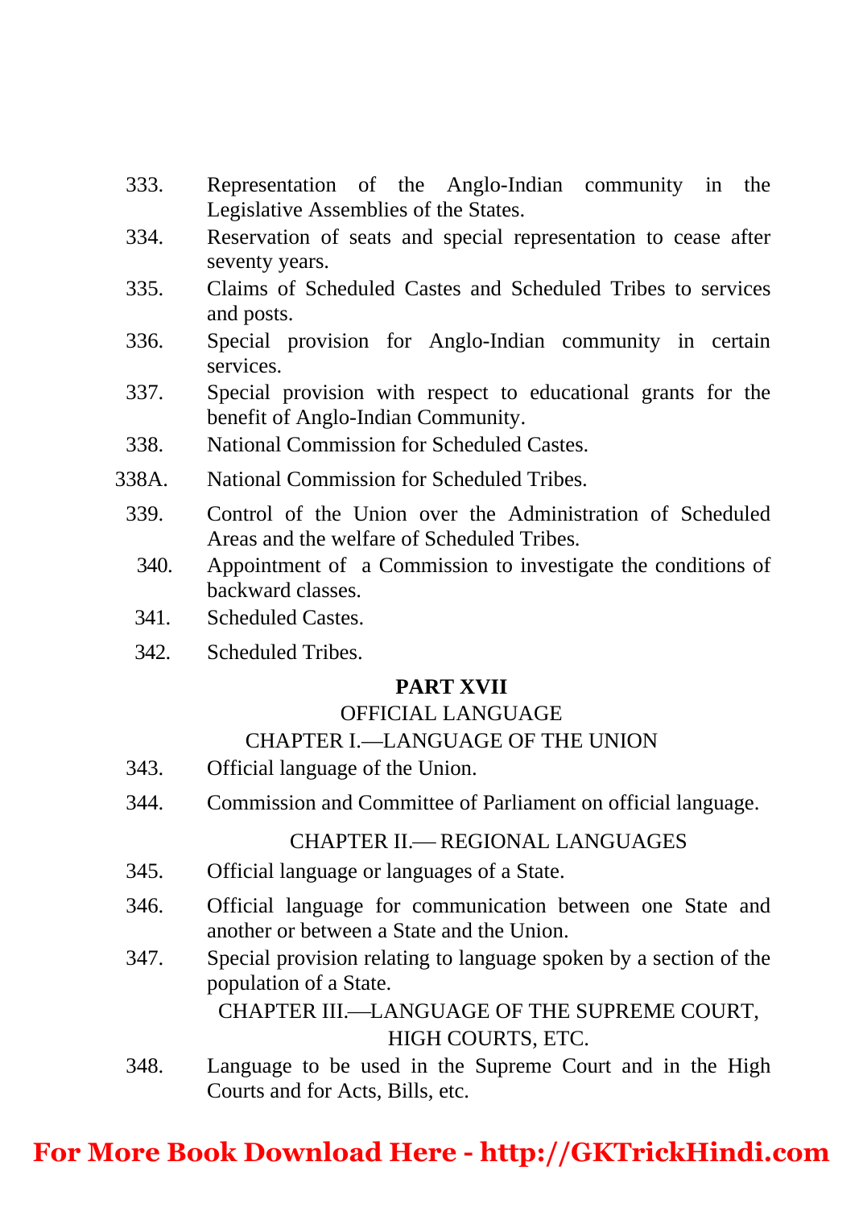333. Representation of the Anglo-Indian community in the Legislative Assemblies of the States.

334. Reservation of seats and special representation to cease after seventy years.

335. Claims of Scheduled Castes and Scheduled Tribes to services and posts.

336. Special provision for Anglo-Indian community in certain services.

337. Special provision with respect to educational grants for the benefit of Anglo-Indian Community.

338. National Commission for Scheduled Castes.

338A. National Commission for Scheduled Tribes.

339. Control of the Union over the Administration of Scheduled Areas and the welfare of Scheduled Tribes.

340. Appointment of a Commission to investigate the conditions of backward classes.

341. Scheduled Castes.

342. Scheduled Tribes.

## PART XVII

### OFFICIAL LANGUAGE

### CHAPTER I.—LANGUAGE OF THE UNION

343. Official language of the Union.

344. Commission and Committee of Parliament on official language.

### CHAPTER II.— REGIONAL LANGUAGES

345. Official language or languages of a State.

346. Official language for communication between one State and another or between a State and the Union.

347. Special provision relating to language spoken by a section of the population of a State.

### CHAPTER III.—LANGUAGE OF THE SUPREME COURT, HIGH COURTS, ETC.

348. Language to be used in the Supreme Court and in the High Courts and for Acts, Bills, etc.

**For More Book Download Here - http://GKTrickHindi.com**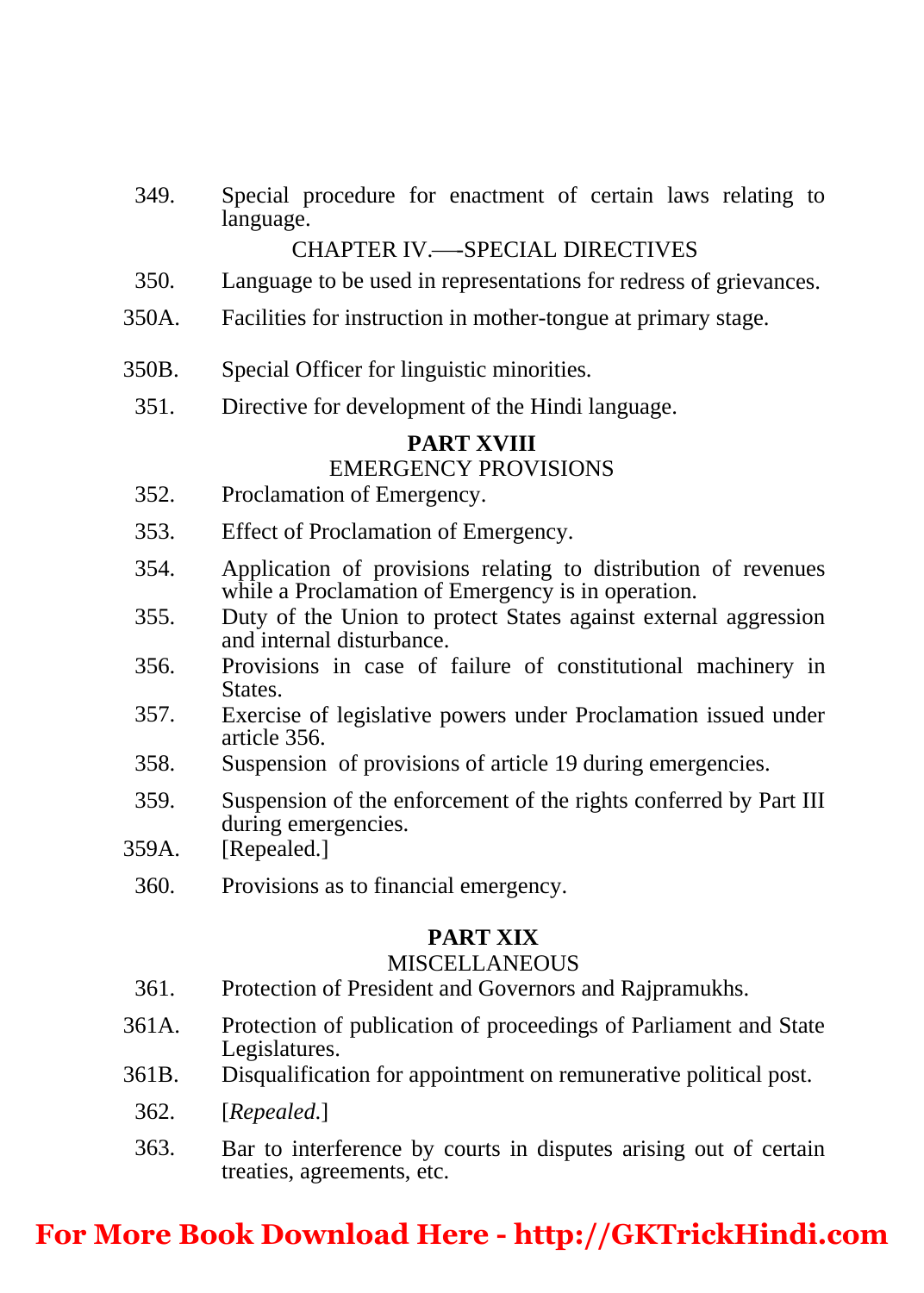349. Special procedure for enactment of certain laws relating to language.

CHAPTER IV.—SPECIAL DIRECTIVES

350. Language to be used in representations for redress of grievances.

350A. Facilities for instruction in mother-tongue at primary stage.

350B. Special Officer for linguistic minorities.

351. Directive for development of the Hindi language.

## PART XVIII

### EMERGENCY PROVISIONS

352. Proclamation of Emergency.

353. Effect of Proclamation of Emergency.

354. Application of provisions relating to distribution of revenues while a Proclamation of Emergency is in operation.

355. Duty of the Union to protect States against external aggression and internal disturbance.

356. Provisions in case of failure of constitutional machinery in States.

357. Exercise of legislative powers under Proclamation issued under article 356.

358. Suspension of provisions of article 19 during emergencies.

359. Suspension of the enforcement of the rights conferred by Part III during emergencies.

359A. [Repealed.]

360. Provisions as to financial emergency.

## PART XIX

### MISCELLANEOUS

361. Protection of President and Governors and Rajpramukhs.

361A. Protection of publication of proceedings of Parliament and State Legislatures.

361B. Disqualification for appointment on remunerative political post.

362. [*Repealed.*]

363. Bar to interference by courts in disputes arising out of certain treaties, agreements, etc.

**For More Book Download Here - http://GKTrickHindi.com**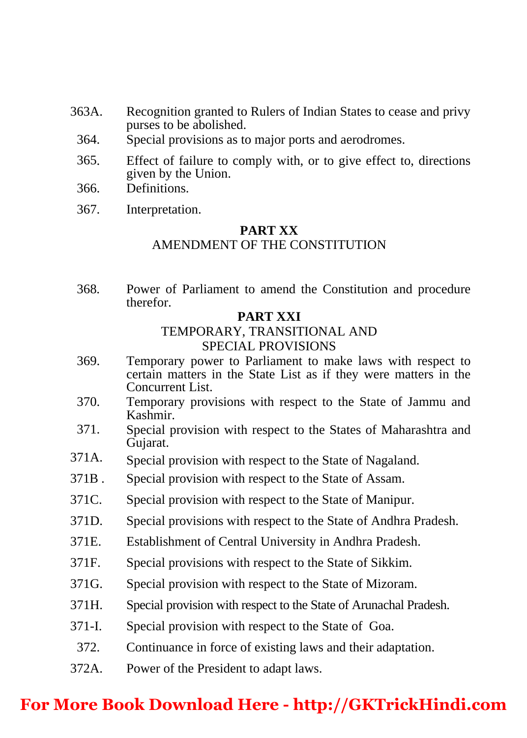363A. Recognition granted to Rulers of Indian States to cease and privy purses to be abolished.

364. Special provisions as to major ports and aerodromes.

365. Effect of failure to comply with, or to give effect to, directions given by the Union.

366. Definitions.

367. Interpretation.

## PART XX

AMENDMENT OF THE CONSTITUTION

368. Power of Parliament to amend the Constitution and procedure therefor.

## PART XXI

TEMPORARY, TRANSITIONAL AND SPECIAL PROVISIONS

369. Temporary power to Parliament to make laws with respect to certain matters in the State List as if they were matters in the Concurrent List.

370. Temporary provisions with respect to the State of Jammu and Kashmir.

371. Special provision with respect to the States of Maharashtra and Gujarat.

371A. Special provision with respect to the State of Nagaland.

371B . Special provision with respect to the State of Assam.

371C. Special provision with respect to the State of Manipur.

371D. Special provisions with respect to the State of Andhra Pradesh.

371E. Establishment of Central University in Andhra Pradesh.

371F. Special provisions with respect to the State of Sikkim.

371G. Special provision with respect to the State of Mizoram.

371H. Special provision with respect to the State of Arunachal Pradesh.

371-I. Special provision with respect to the State of Goa.

372. Continuance in force of existing laws and their adaptation.

372A. Power of the President to adapt laws.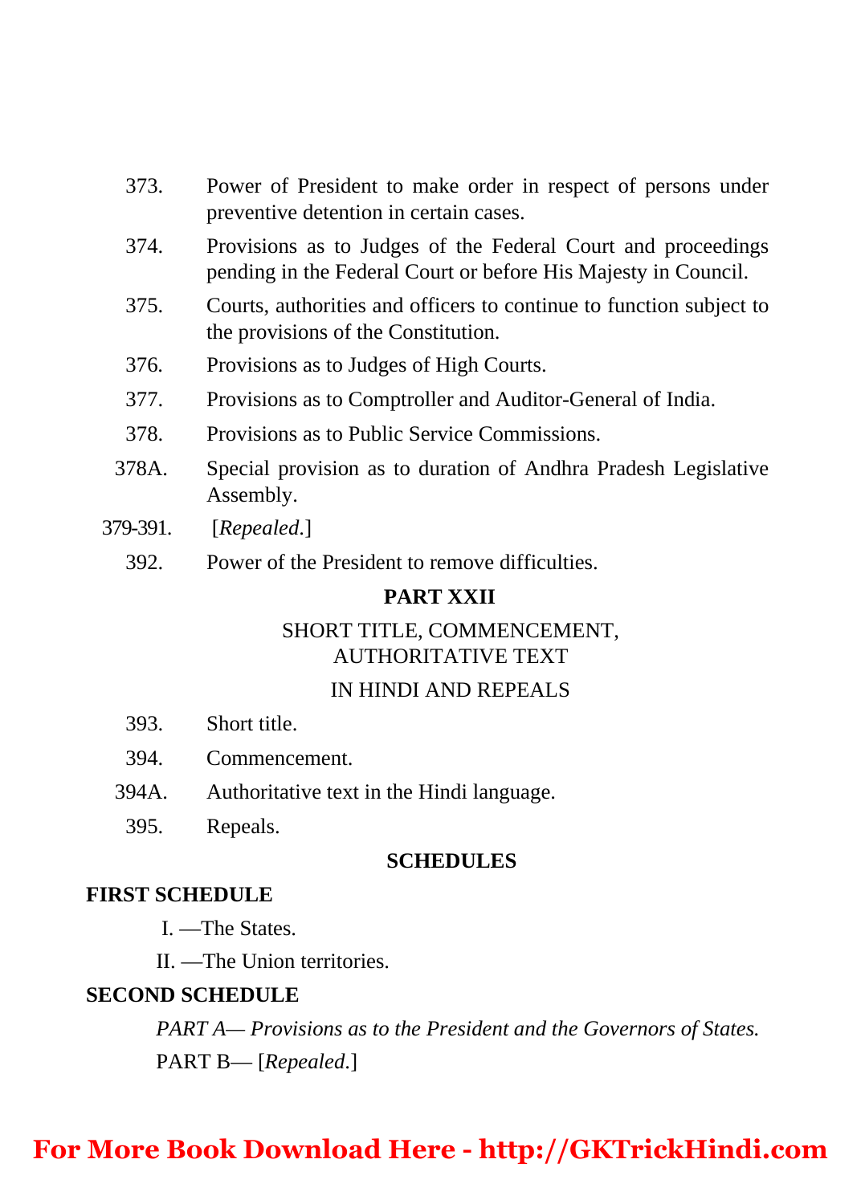373. Power of President to make order in respect of persons under preventive detention in certain cases.

374. Provisions as to Judges of the Federal Court and proceedings pending in the Federal Court or before His Majesty in Council.

375. Courts, authorities and officers to continue to function subject to the provisions of the Constitution.

376. Provisions as to Judges of High Courts.

377. Provisions as to Comptroller and Auditor-General of India.

378. Provisions as to Public Service Commissions.

378A. Special provision as to duration of Andhra Pradesh Legislative Assembly.

379-391. [*Repealed.*]

392. Power of the President to remove difficulties.

**PART XXII**

SHORT TITLE, COMMENCEMENT, AUTHORITATIVE TEXT IN HINDI AND REPEALS

393. Short title.

394. Commencement.

394A. Authoritative text in the Hindi language.

395. Repeals.

**SCHEDULES**

**FIRST SCHEDULE**

I. —The States.

II. —The Union territories.

**SECOND SCHEDULE**

*PART A— Provisions as to the President and the Governors of States.*

PART B— [*Repealed.*]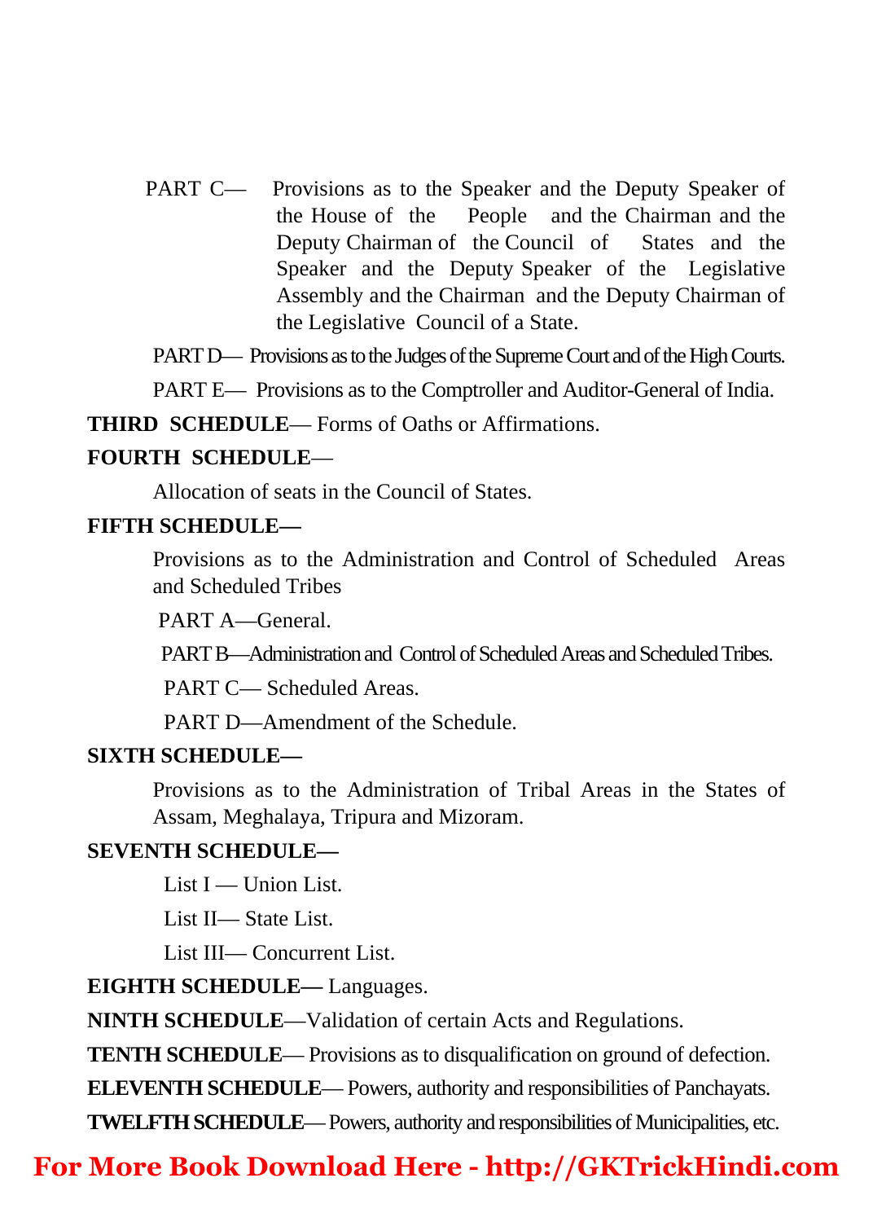PART C— Provisions as to the Speaker and the Deputy Speaker of the House of the People and the Chairman and the Deputy Chairman of the Council of States and the Speaker and the Deputy Speaker of the Legislative Assembly and the Chairman and the Deputy Chairman of the Legislative Council of a State.

PART D— Provisions as to the Judges of the Supreme Court and of the High Courts.

PART E— Provisions as to the Comptroller and Auditor-General of India.

**THIRD SCHEDULE**— Forms of Oaths or Affirmations.

**FOURTH SCHEDULE**—

Allocation of seats in the Council of States.

**FIFTH SCHEDULE—**

Provisions as to the Administration and Control of Scheduled Areas and Scheduled Tribes

PART A—General.

PART B—Administration and Control of Scheduled Areas and Scheduled Tribes.

PART C— Scheduled Areas.

PART D—Amendment of the Schedule.

**SIXTH SCHEDULE—**

Provisions as to the Administration of Tribal Areas in the States of Assam, Meghalaya, Tripura and Mizoram.

**SEVENTH SCHEDULE—**

List I — Union List.

List II— State List.

List III— Concurrent List.

**EIGHTH SCHEDULE—** Languages.

**NINTH SCHEDULE**—Validation of certain Acts and Regulations.

**TENTH SCHEDULE**— Provisions as to disqualification on ground of defection.

**ELEVENTH SCHEDULE**— Powers, authority and responsibilities of Panchayats.

**TWELFTH SCHEDULE**— Powers, authority and responsibilities of Municipalities, etc.

For More Book Download Here - http://GKTrickHindi.com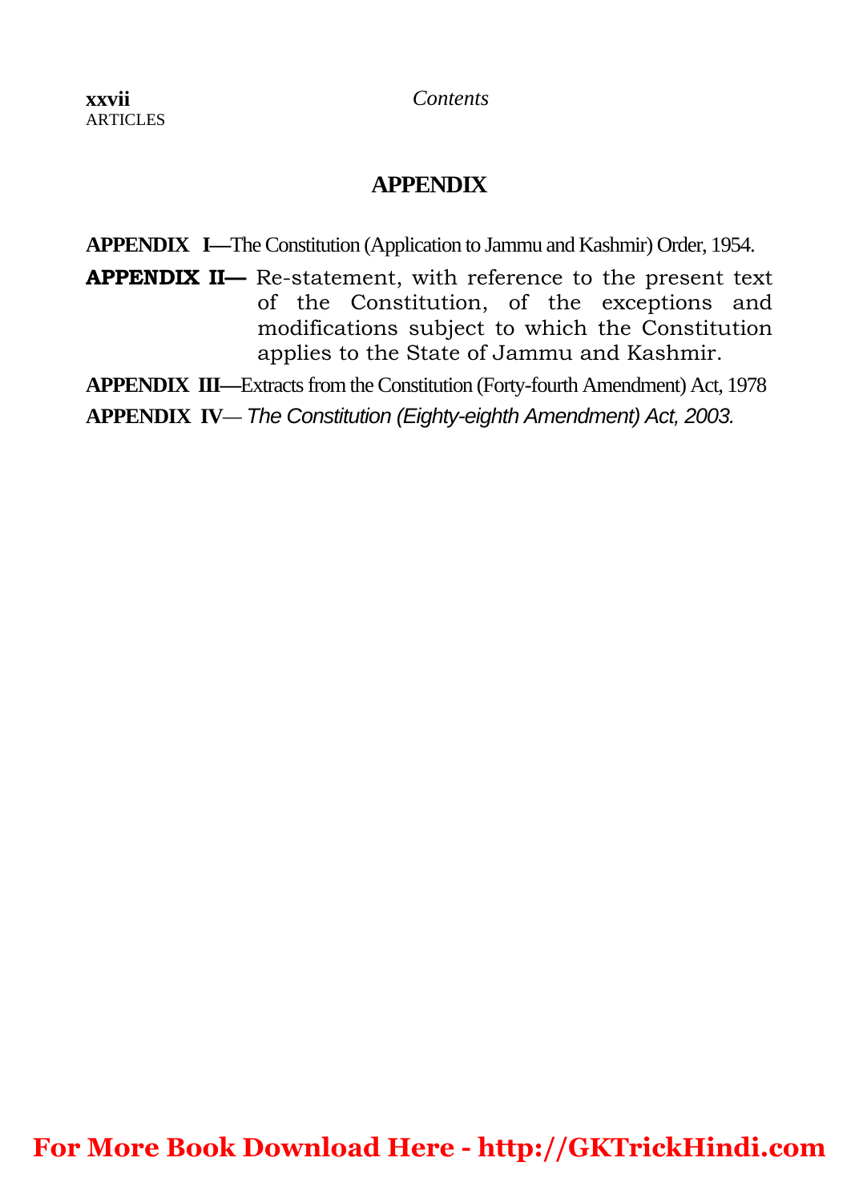## APPENDIX

**APPENDIX I**—The Constitution (Application to Jammu and Kashmir) Order, 1954.

**APPENDIX II**— Re-statement, with reference to the present text of the Constitution, of the exceptions and modifications subject to which the Constitution applies to the State of Jammu and Kashmir.

**APPENDIX III**—Extracts from the Constitution (Forty-fourth Amendment) Act, 1978

**APPENDIX IV**— *The Constitution (Eighty-eighth Amendment) Act, 2003.*